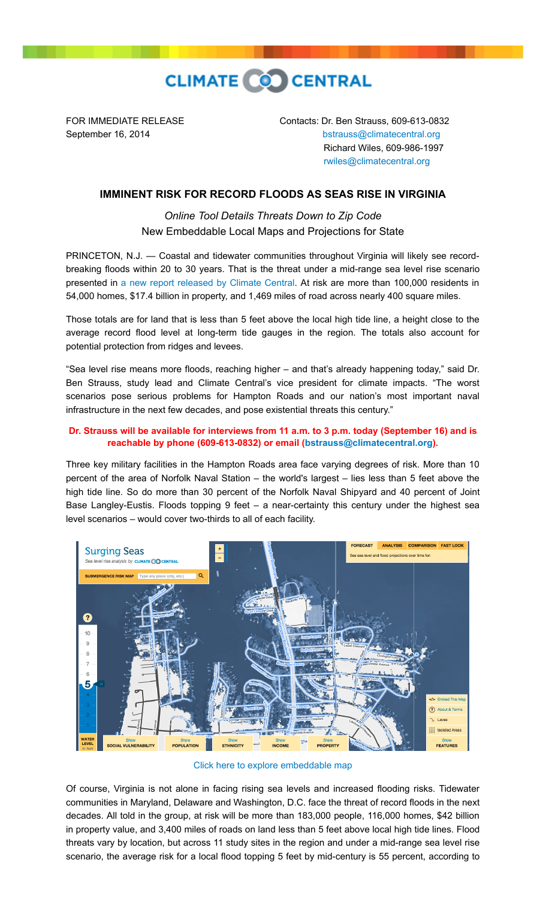CLIMATE CENTRAL

FOR IMMEDIATE RELEASE
September 16, 2014

Contacts: Dr. Ben Strauss, 609-613-0832
bstrauss@climatecentral.org
Richard Wiles, 609-986-1997
rwiles@climatecentral.org

## IMMINENT RISK FOR RECORD FLOODS AS SEAS RISE IN VIRGINIA

*Online Tool Details Threats Down to Zip Code*

New Embeddable Local Maps and Projections for State

PRINCETON, N.J. — Coastal and tidewater communities throughout Virginia will likely see record-breaking floods within 20 to 30 years. That is the threat under a mid-range sea level rise scenario presented in a new report released by Climate Central. At risk are more than 100,000 residents in 54,000 homes, $17.4 billion in property, and 1,469 miles of road across nearly 400 square miles.

Those totals are for land that is less than 5 feet above the local high tide line, a height close to the average record flood level at long-term tide gauges in the region. The totals also account for potential protection from ridges and levees.

"Sea level rise means more floods, reaching higher – and that's already happening today," said Dr. Ben Strauss, study lead and Climate Central's vice president for climate impacts. "The worst scenarios pose serious problems for Hampton Roads and our nation's most important naval infrastructure in the next few decades, and pose existential threats this century."

**Dr. Strauss will be available for interviews from 11 a.m. to 3 p.m. today (September 16) and is reachable by phone (609-613-0832) or email (bstrauss@climatecentral.org).**

Three key military facilities in the Hampton Roads area face varying degrees of risk. More than 10 percent of the area of Norfolk Naval Station – the world's largest – lies less than 5 feet above the high tide line. So do more than 30 percent of the Norfolk Naval Shipyard and 40 percent of Joint Base Langley-Eustis. Floods topping 9 feet – a near-certainty this century under the highest sea level scenarios – would cover two-thirds to all of each facility.

Click here to explore embeddable map

Of course, Virginia is not alone in facing rising sea levels and increased flooding risks. Tidewater communities in Maryland, Delaware and Washington, D.C. face the threat of record floods in the next decades. All told in the group, at risk will be more than 183,000 people, 116,000 homes, $42 billion in property value, and 3,400 miles of roads on land less than 5 feet above local high tide lines. Flood threats vary by location, but across 11 study sites in the region and under a mid-range sea level rise scenario, the average risk for a local flood topping 5 feet by mid-century is 55 percent, according to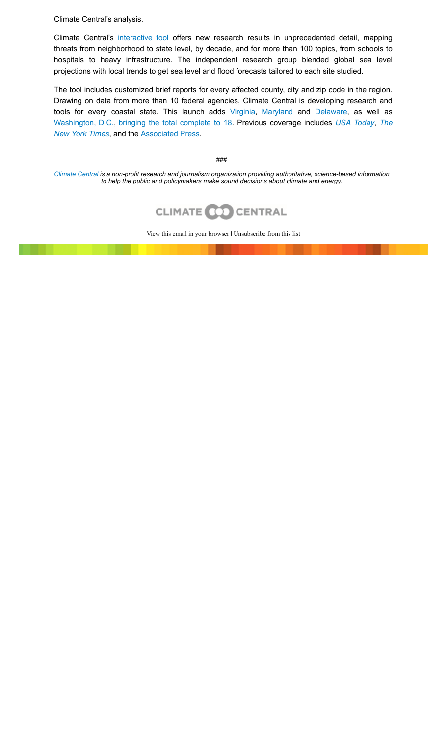Climate Central's analysis.

Climate Central's interactive tool offers new research results in unprecedented detail, mapping threats from neighborhood to state level, by decade, and for more than 100 topics, from schools to hospitals to heavy infrastructure. The independent research group blended global sea level projections with local trends to get sea level and flood forecasts tailored to each site studied.

The tool includes customized brief reports for every affected county, city and zip code in the region. Drawing on data from more than 10 federal agencies, Climate Central is developing research and tools for every coastal state. This launch adds Virginia, Maryland and Delaware, as well as Washington, D.C., bringing the total complete to 18. Previous coverage includes *USA Today*, *The New York Times*, and the Associated Press.

###

*Climate Central is a non-profit research and journalism organization providing authoritative, science-based information to help the public and policymakers make sound decisions about climate and energy.*

CLIMATE CENTRAL

View this email in your browser | Unsubscribe from this list